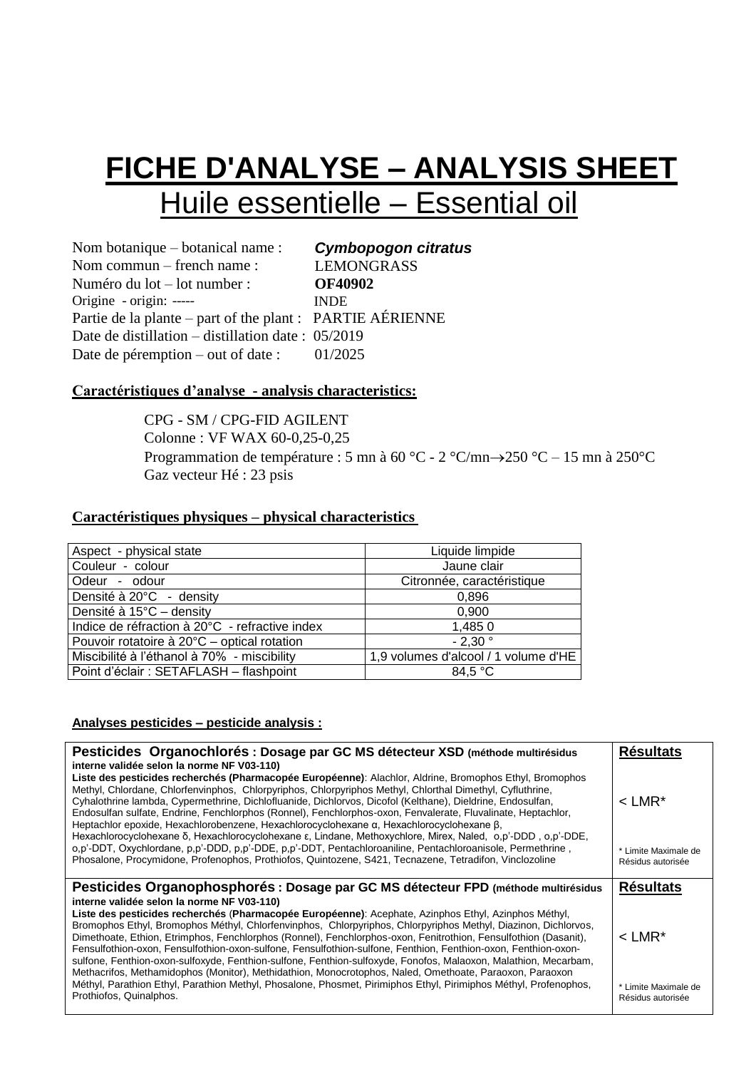# FICHE D'ANALYSE – ANALYSIS SHEET

## Huile essentielle – Essential oil

Nom botanique – botanical name : ***Cymbopogon citratus***
Nom commun – french name : LEMONGRASS
Numéro du lot – lot number : **OF40902**
Origine - origin: ----- INDE
Partie de la plante – part of the plant : PARTIE AÉRIENNE
Date de distillation – distillation date : 05/2019
Date de péremption – out of date : 01/2025

**Caractéristiques d'analyse - analysis characteristics:**

CPG - SM / CPG-FID AGILENT
Colonne : VF WAX 60-0,25-0,25
Programmation de température : 5 mn à 60 °C - 2 °C/mn→250 °C – 15 mn à 250°C
Gaz vecteur Hé : 23 psis

**Caractéristiques physiques – physical characteristics**

| Aspect - physical state | Liquide limpide |
|---|---|
| Couleur - colour | Jaune clair |
| Odeur - odour | Citronnée, caractéristique |
| Densité à 20°C - density | 0,896 |
| Densité à 15°C – density | 0,900 |
| Indice de réfraction à 20°C - refractive index | 1,485 0 |
| Pouvoir rotatoire à 20°C – optical rotation | - 2,30 ° |
| Miscibilité à l'éthanol à 70% - miscibility | 1,9 volumes d'alcool / 1 volume d'HE |
| Point d'éclair : SETAFLASH – flashpoint | 84,5 °C |

**Analyses pesticides – pesticide analysis :**

| **Pesticides Organochlorés : Dosage par GC MS détecteur XSD (méthode multirésidus interne validée selon la norme NF V03-110)** | **Résultats** |
|---|---|
| **Liste des pesticides recherchés (Pharmacopée Européenne)**: Alachlor, Aldrine, Bromophos Ethyl, Bromophos Methyl, Chlordane, Chlorfenvinphos, Chlorpyriphos, Chlorpyriphos Methyl, Chlorthal Dimethyl, Cyfluthrine, Cyhalothrine lambda, Cypermethrine, Dichlofluanide, Dichlorvos, Dicofol (Kelthane), Dieldrine, Endosulfan, Endosulfan sulfate, Endrine, Fenchlorphos (Ronnel), Fenchlorphos-oxon, Fenvalerate, Fluvalinate, Heptachlor, Heptachlor epoxide, Hexachlorobenzene, Hexachlorocyclohexane α, Hexachlorocyclohexane β, Hexachlorocyclohexane δ, Hexachlorocyclohexane ε, Lindane, Methoxychlore, Mirex, Naled, o,p'-DDD , o,p'-DDE, o,p'-DDT, Oxychlordane, p,p'-DDD, p,p'-DDE, p,p'-DDT, Pentachloroaniline, Pentachloroanisole, Permethrine , Phosalone, Procymidone, Profenophos, Prothiofos, Quintozene, S421, Tecnazene, Tetradifon, Vinclozoline | < LMR*<br><br>* Limite Maximale de Résidus autorisée |
| **Pesticides Organophosphorés : Dosage par GC MS détecteur FPD (méthode multirésidus interne validée selon la norme NF V03-110)** | **Résultats** |
| **Liste des pesticides recherchés (Pharmacopée Européenne)**: Acephate, Azinphos Ethyl, Azinphos Méthyl, Bromophos Ethyl, Bromophos Méthyl, Chlorfenvinphos, Chlorpyriphos, Chlorpyriphos Methyl, Diazinon, Dichlorvos, Dimethoate, Ethion, Etrimphos, Fenchlorphos (Ronnel), Fenchlorphos-oxon, Fenitrothion, Fensulfothion (Dasanit), Fensulfothion-oxon, Fensulfothion-oxon-sulfone, Fensulfothion-sulfone, Fenthion, Fenthion-oxon, Fenthion-oxon-sulfone, Fenthion-oxon-sulfoxyde, Fenthion-sulfone, Fenthion-sulfoxyde, Fonofos, Malaoxon, Malathion, Mecarbam, Methacrifos, Methamidophos (Monitor), Methidathion, Monocrotophos, Naled, Omethoate, Paraoxon, Paraoxon Méthyl, Parathion Ethyl, Parathion Methyl, Phosalone, Phosmet, Pirimiphos Ethyl, Pirimiphos Méthyl, Profenophos, Prothiofos, Quinalphos. | < LMR*<br><br>* Limite Maximale de Résidus autorisée |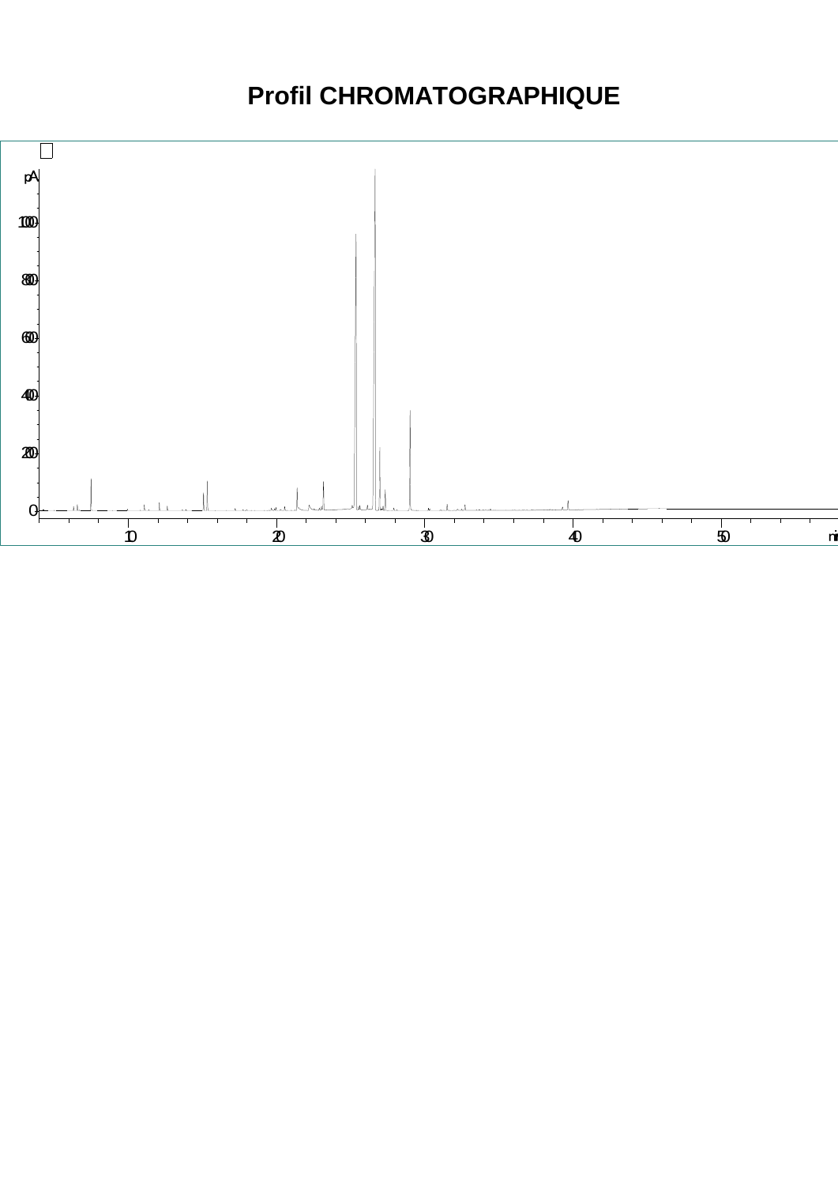# Profil CHROMATOGRAPHIQUE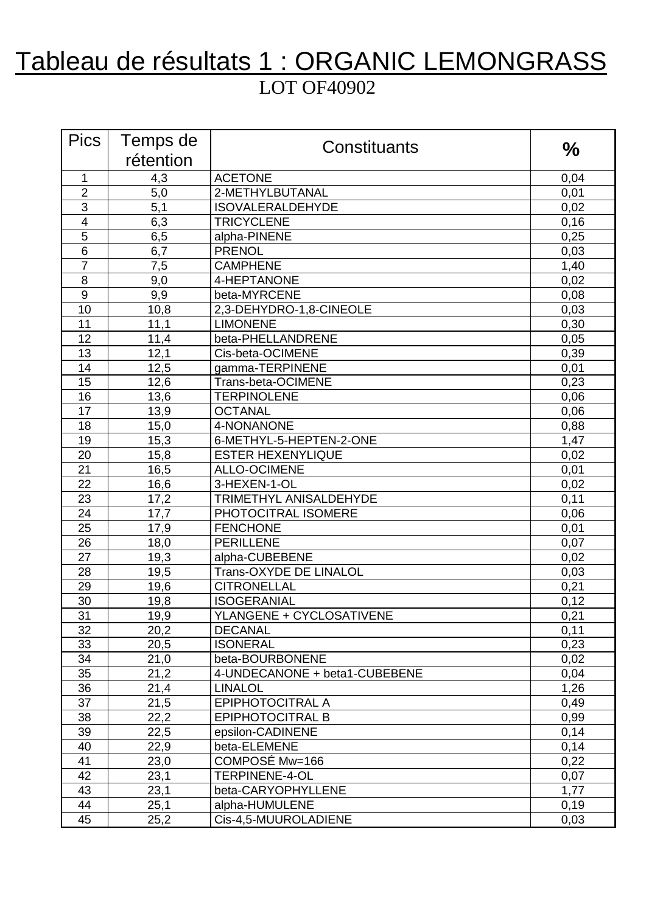# Tableau de résultats 1 : ORGANIC LEMONGRASS

LOT OF40902

| Pics | Temps de rétention | Constituants | % |
|---|---|---|---|
| 1 | 4,3 | ACETONE | 0,04 |
| 2 | 5,0 | 2-METHYLBUTANAL | 0,01 |
| 3 | 5,1 | ISOVALERALDEHYDE | 0,02 |
| 4 | 6,3 | TRICYCLENE | 0,16 |
| 5 | 6,5 | alpha-PINENE | 0,25 |
| 6 | 6,7 | PRENOL | 0,03 |
| 7 | 7,5 | CAMPHENE | 1,40 |
| 8 | 9,0 | 4-HEPTANONE | 0,02 |
| 9 | 9,9 | beta-MYRCENE | 0,08 |
| 10 | 10,8 | 2,3-DEHYDRO-1,8-CINEOLE | 0,03 |
| 11 | 11,1 | LIMONENE | 0,30 |
| 12 | 11,4 | beta-PHELLANDRENE | 0,05 |
| 13 | 12,1 | Cis-beta-OCIMENE | 0,39 |
| 14 | 12,5 | gamma-TERPINENE | 0,01 |
| 15 | 12,6 | Trans-beta-OCIMENE | 0,23 |
| 16 | 13,6 | TERPINOLENE | 0,06 |
| 17 | 13,9 | OCTANAL | 0,06 |
| 18 | 15,0 | 4-NONANONE | 0,88 |
| 19 | 15,3 | 6-METHYL-5-HEPTEN-2-ONE | 1,47 |
| 20 | 15,8 | ESTER HEXENYLIQUE | 0,02 |
| 21 | 16,5 | ALLO-OCIMENE | 0,01 |
| 22 | 16,6 | 3-HEXEN-1-OL | 0,02 |
| 23 | 17,2 | TRIMETHYL ANISALDEHYDE | 0,11 |
| 24 | 17,7 | PHOTOCITRAL ISOMERE | 0,06 |
| 25 | 17,9 | FENCHONE | 0,01 |
| 26 | 18,0 | PERILLENE | 0,07 |
| 27 | 19,3 | alpha-CUBEBENE | 0,02 |
| 28 | 19,5 | Trans-OXYDE DE LINALOL | 0,03 |
| 29 | 19,6 | CITRONELLAL | 0,21 |
| 30 | 19,8 | ISOGERANIAL | 0,12 |
| 31 | 19,9 | YLANGENE + CYCLOSATIVENE | 0,21 |
| 32 | 20,2 | DECANAL | 0,11 |
| 33 | 20,5 | ISONERAL | 0,23 |
| 34 | 21,0 | beta-BOURBONENE | 0,02 |
| 35 | 21,2 | 4-UNDECANONE + beta1-CUBEBENE | 0,04 |
| 36 | 21,4 | LINALOL | 1,26 |
| 37 | 21,5 | EPIPHOTOCITRAL A | 0,49 |
| 38 | 22,2 | EPIPHOTOCITRAL B | 0,99 |
| 39 | 22,5 | epsilon-CADINENE | 0,14 |
| 40 | 22,9 | beta-ELEMENE | 0,14 |
| 41 | 23,0 | COMPOSÉ Mw=166 | 0,22 |
| 42 | 23,1 | TERPINENE-4-OL | 0,07 |
| 43 | 23,1 | beta-CARYOPHYLLENE | 1,77 |
| 44 | 25,1 | alpha-HUMULENE | 0,19 |
| 45 | 25,2 | Cis-4,5-MUUROLADIENE | 0,03 |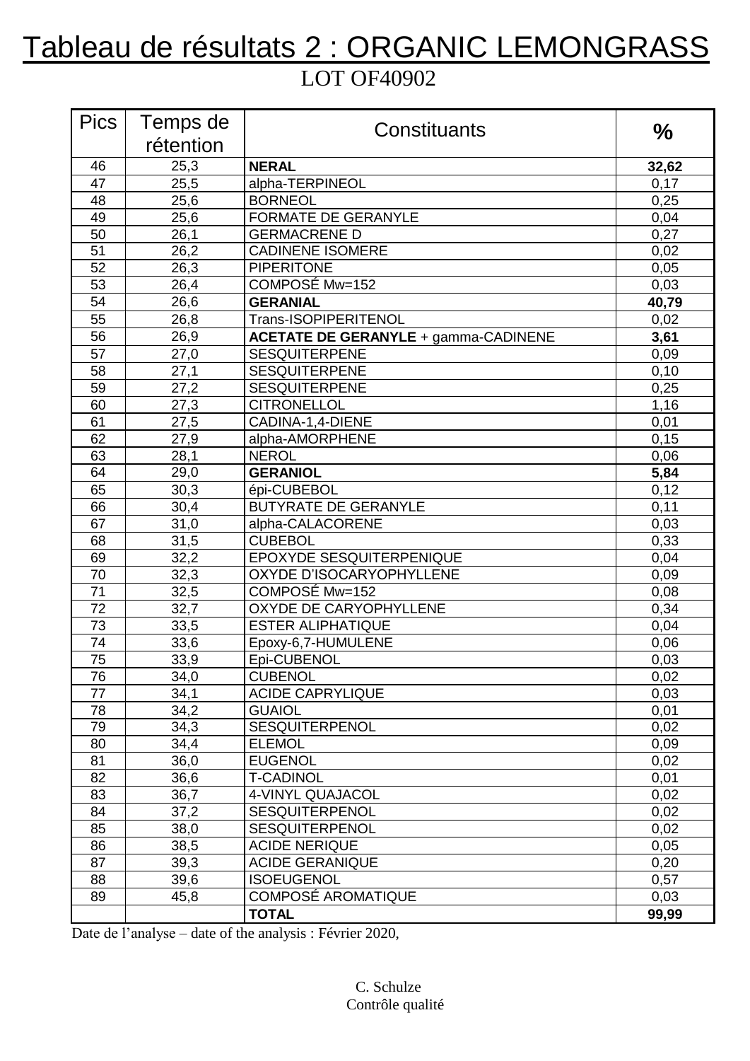# Tableau de résultats 2 : ORGANIC LEMONGRASS

LOT OF40902

| Pics | Temps de rétention | Constituants | % |
|---|---|---|---|
| 46 | 25,3 | **NERAL** | **32,62** |
| 47 | 25,5 | alpha-TERPINEOL | 0,17 |
| 48 | 25,6 | BORNEOL | 0,25 |
| 49 | 25,6 | FORMATE DE GERANYLE | 0,04 |
| 50 | 26,1 | GERMACRENE D | 0,27 |
| 51 | 26,2 | CADINENE ISOMERE | 0,02 |
| 52 | 26,3 | PIPERITONE | 0,05 |
| 53 | 26,4 | COMPOSÉ Mw=152 | 0,03 |
| 54 | 26,6 | **GERANIAL** | **40,79** |
| 55 | 26,8 | Trans-ISOPIPERITENOL | 0,02 |
| 56 | 26,9 | **ACETATE DE GERANYLE** + gamma-CADINENE | **3,61** |
| 57 | 27,0 | SESQUITERPENE | 0,09 |
| 58 | 27,1 | SESQUITERPENE | 0,10 |
| 59 | 27,2 | SESQUITERPENE | 0,25 |
| 60 | 27,3 | CITRONELLOL | 1,16 |
| 61 | 27,5 | CADINA-1,4-DIENE | 0,01 |
| 62 | 27,9 | alpha-AMORPHENE | 0,15 |
| 63 | 28,1 | NEROL | 0,06 |
| 64 | 29,0 | **GERANIOL** | **5,84** |
| 65 | 30,3 | épi-CUBEBOL | 0,12 |
| 66 | 30,4 | BUTYRATE DE GERANYLE | 0,11 |
| 67 | 31,0 | alpha-CALACORENE | 0,03 |
| 68 | 31,5 | CUBEBOL | 0,33 |
| 69 | 32,2 | EPOXYDE SESQUITERPENIQUE | 0,04 |
| 70 | 32,3 | OXYDE D'ISOCARYOPHYLLENE | 0,09 |
| 71 | 32,5 | COMPOSÉ Mw=152 | 0,08 |
| 72 | 32,7 | OXYDE DE CARYOPHYLLENE | 0,34 |
| 73 | 33,5 | ESTER ALIPHATIQUE | 0,04 |
| 74 | 33,6 | Epoxy-6,7-HUMULENE | 0,06 |
| 75 | 33,9 | Epi-CUBENOL | 0,03 |
| 76 | 34,0 | CUBENOL | 0,02 |
| 77 | 34,1 | ACIDE CAPRYLIQUE | 0,03 |
| 78 | 34,2 | GUAIOL | 0,01 |
| 79 | 34,3 | SESQUITERPENOL | 0,02 |
| 80 | 34,4 | ELEMOL | 0,09 |
| 81 | 36,0 | EUGENOL | 0,02 |
| 82 | 36,6 | T-CADINOL | 0,01 |
| 83 | 36,7 | 4-VINYL QUAJACOL | 0,02 |
| 84 | 37,2 | SESQUITERPENOL | 0,02 |
| 85 | 38,0 | SESQUITERPENOL | 0,02 |
| 86 | 38,5 | ACIDE NERIQUE | 0,05 |
| 87 | 39,3 | ACIDE GERANIQUE | 0,20 |
| 88 | 39,6 | ISOEUGENOL | 0,57 |
| 89 | 45,8 | COMPOSÉ AROMATIQUE | 0,03 |
| | | **TOTAL** | **99,99** |

Date de l'analyse – date of the analysis : Février 2020,

C. Schulze
Contrôle qualité